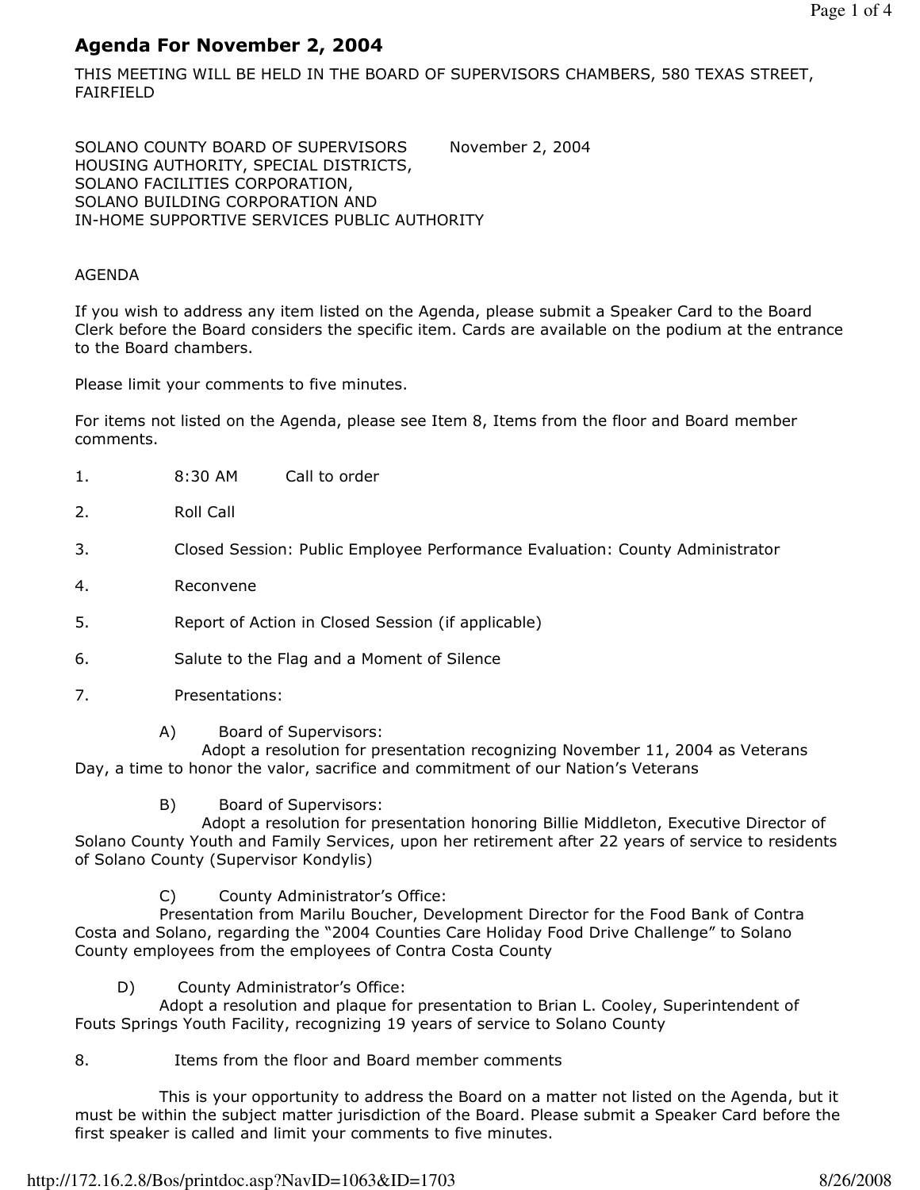# Agenda For November 2, 2004

THIS MEETING WILL BE HELD IN THE BOARD OF SUPERVISORS CHAMBERS, 580 TEXAS STREET, FAIRFIELD

SOLANO COUNTY BOARD OF SUPERVISORS November 2, 2004
HOUSING AUTHORITY, SPECIAL DISTRICTS,
SOLANO FACILITIES CORPORATION,
SOLANO BUILDING CORPORATION AND
IN-HOME SUPPORTIVE SERVICES PUBLIC AUTHORITY

AGENDA

If you wish to address any item listed on the Agenda, please submit a Speaker Card to the Board Clerk before the Board considers the specific item. Cards are available on the podium at the entrance to the Board chambers.

Please limit your comments to five minutes.

For items not listed on the Agenda, please see Item 8, Items from the floor and Board member comments.

1. 8:30 AM Call to order

2. Roll Call

3. Closed Session: Public Employee Performance Evaluation: County Administrator

4. Reconvene

5. Report of Action in Closed Session (if applicable)

6. Salute to the Flag and a Moment of Silence

7. Presentations:

   A) Board of Supervisors:
   Adopt a resolution for presentation recognizing November 11, 2004 as Veterans Day, a time to honor the valor, sacrifice and commitment of our Nation's Veterans

   B) Board of Supervisors:
   Adopt a resolution for presentation honoring Billie Middleton, Executive Director of Solano County Youth and Family Services, upon her retirement after 22 years of service to residents of Solano County (Supervisor Kondylis)

   C) County Administrator's Office:
   Presentation from Marilu Boucher, Development Director for the Food Bank of Contra Costa and Solano, regarding the "2004 Counties Care Holiday Food Drive Challenge" to Solano County employees from the employees of Contra Costa County

   D) County Administrator's Office:
   Adopt a resolution and plaque for presentation to Brian L. Cooley, Superintendent of Fouts Springs Youth Facility, recognizing 19 years of service to Solano County

8. Items from the floor and Board member comments

   This is your opportunity to address the Board on a matter not listed on the Agenda, but it must be within the subject matter jurisdiction of the Board. Please submit a Speaker Card before the first speaker is called and limit your comments to five minutes.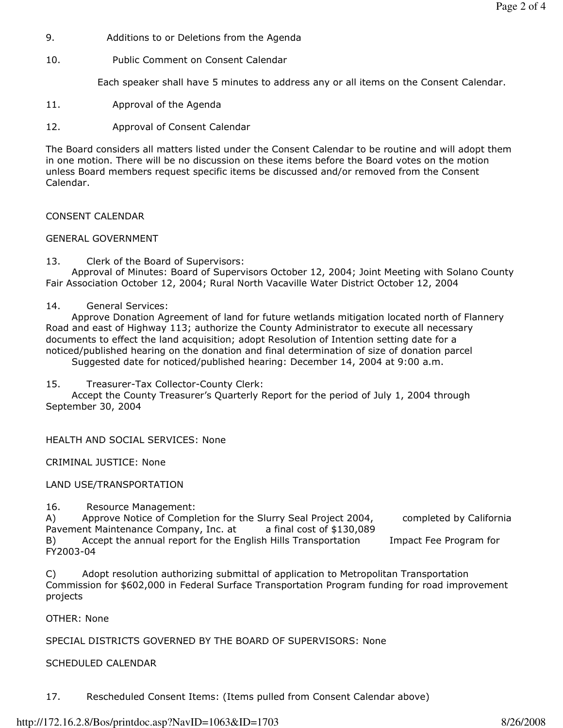9. Additions to or Deletions from the Agenda

10. Public Comment on Consent Calendar

    Each speaker shall have 5 minutes to address any or all items on the Consent Calendar.

11. Approval of the Agenda

12. Approval of Consent Calendar

The Board considers all matters listed under the Consent Calendar to be routine and will adopt them in one motion. There will be no discussion on these items before the Board votes on the motion unless Board members request specific items be discussed and/or removed from the Consent Calendar.

CONSENT CALENDAR

GENERAL GOVERNMENT

13. Clerk of the Board of Supervisors:
    Approval of Minutes: Board of Supervisors October 12, 2004; Joint Meeting with Solano County Fair Association October 12, 2004; Rural North Vacaville Water District October 12, 2004

14. General Services:
    Approve Donation Agreement of land for future wetlands mitigation located north of Flannery Road and east of Highway 113; authorize the County Administrator to execute all necessary documents to effect the land acquisition; adopt Resolution of Intention setting date for a noticed/published hearing on the donation and final determination of size of donation parcel
    Suggested date for noticed/published hearing: December 14, 2004 at 9:00 a.m.

15. Treasurer-Tax Collector-County Clerk:
    Accept the County Treasurer's Quarterly Report for the period of July 1, 2004 through September 30, 2004

HEALTH AND SOCIAL SERVICES: None

CRIMINAL JUSTICE: None

LAND USE/TRANSPORTATION

16. Resource Management:
    A) Approve Notice of Completion for the Slurry Seal Project 2004, completed by California Pavement Maintenance Company, Inc. at a final cost of $130,089
    B) Accept the annual report for the English Hills Transportation Impact Fee Program for FY2003-04

    C) Adopt resolution authorizing submittal of application to Metropolitan Transportation Commission for $602,000 in Federal Surface Transportation Program funding for road improvement projects

OTHER: None

SPECIAL DISTRICTS GOVERNED BY THE BOARD OF SUPERVISORS: None

SCHEDULED CALENDAR

17. Rescheduled Consent Items: (Items pulled from Consent Calendar above)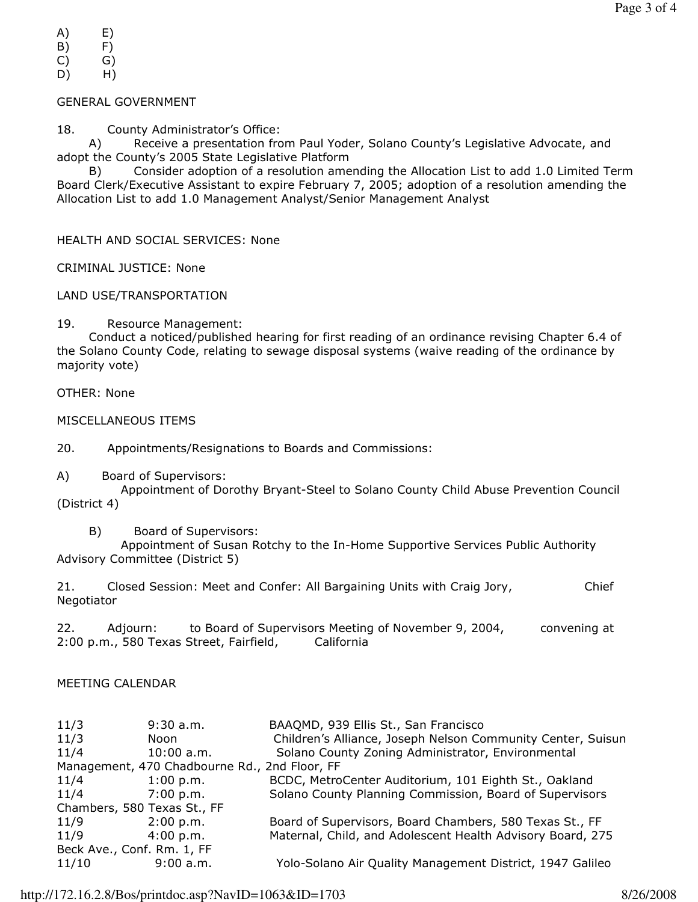A) E)
B) F)
C) G)
D) H)

GENERAL GOVERNMENT

18. County Administrator's Office:

A) Receive a presentation from Paul Yoder, Solano County's Legislative Advocate, and adopt the County's 2005 State Legislative Platform

B) Consider adoption of a resolution amending the Allocation List to add 1.0 Limited Term Board Clerk/Executive Assistant to expire February 7, 2005; adoption of a resolution amending the Allocation List to add 1.0 Management Analyst/Senior Management Analyst

HEALTH AND SOCIAL SERVICES: None

CRIMINAL JUSTICE: None

LAND USE/TRANSPORTATION

19. Resource Management:

Conduct a noticed/published hearing for first reading of an ordinance revising Chapter 6.4 of the Solano County Code, relating to sewage disposal systems (waive reading of the ordinance by majority vote)

OTHER: None

MISCELLANEOUS ITEMS

20. Appointments/Resignations to Boards and Commissions:

A) Board of Supervisors:

Appointment of Dorothy Bryant-Steel to Solano County Child Abuse Prevention Council (District 4)

B) Board of Supervisors:

Appointment of Susan Rotchy to the In-Home Supportive Services Public Authority Advisory Committee (District 5)

21. Closed Session: Meet and Confer: All Bargaining Units with Craig Jory, Chief Negotiator

22. Adjourn: to Board of Supervisors Meeting of November 9, 2004, convening at 2:00 p.m., 580 Texas Street, Fairfield, California

MEETING CALENDAR

| | | |
|---|---|---|
| 11/3 | 9:30 a.m. | BAAQMD, 939 Ellis St., San Francisco |
| 11/3 | Noon | Children's Alliance, Joseph Nelson Community Center, Suisun |
| 11/4 | 10:00 a.m. | Solano County Zoning Administrator, Environmental Management, 470 Chadbourne Rd., 2nd Floor, FF |
| 11/4 | 1:00 p.m. | BCDC, MetroCenter Auditorium, 101 Eighth St., Oakland |
| 11/4 | 7:00 p.m. | Solano County Planning Commission, Board of Supervisors Chambers, 580 Texas St., FF |
| 11/9 | 2:00 p.m. | Board of Supervisors, Board Chambers, 580 Texas St., FF |
| 11/9 | 4:00 p.m. | Maternal, Child, and Adolescent Health Advisory Board, 275 Beck Ave., Conf. Rm. 1, FF |
| 11/10 | 9:00 a.m. | Yolo-Solano Air Quality Management District, 1947 Galileo |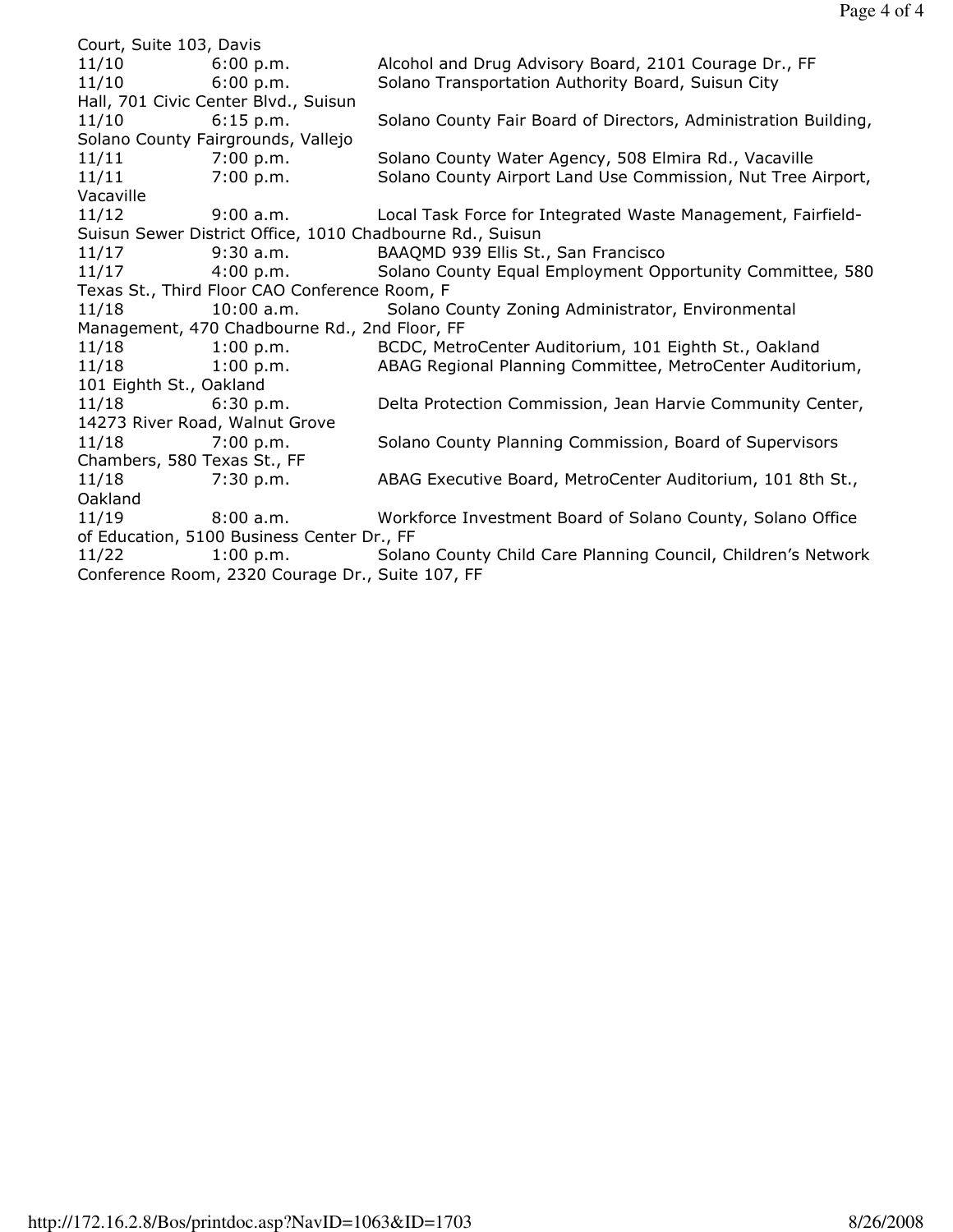Court, Suite 103, Davis

11/10 6:00 p.m. Alcohol and Drug Advisory Board, 2101 Courage Dr., FF

11/10 6:00 p.m. Solano Transportation Authority Board, Suisun City Hall, 701 Civic Center Blvd., Suisun

11/10 6:15 p.m. Solano County Fair Board of Directors, Administration Building, Solano County Fairgrounds, Vallejo

11/11 7:00 p.m. Solano County Water Agency, 508 Elmira Rd., Vacaville

11/11 7:00 p.m. Solano County Airport Land Use Commission, Nut Tree Airport, Vacaville

11/12 9:00 a.m. Local Task Force for Integrated Waste Management, Fairfield-Suisun Sewer District Office, 1010 Chadbourne Rd., Suisun

11/17 9:30 a.m. BAAQMD 939 Ellis St., San Francisco

11/17 4:00 p.m. Solano County Equal Employment Opportunity Committee, 580 Texas St., Third Floor CAO Conference Room, F

11/18 10:00 a.m. Solano County Zoning Administrator, Environmental Management, 470 Chadbourne Rd., 2nd Floor, FF

11/18 1:00 p.m. BCDC, MetroCenter Auditorium, 101 Eighth St., Oakland

11/18 1:00 p.m. ABAG Regional Planning Committee, MetroCenter Auditorium, 101 Eighth St., Oakland

11/18 6:30 p.m. Delta Protection Commission, Jean Harvie Community Center, 14273 River Road, Walnut Grove

11/18 7:00 p.m. Solano County Planning Commission, Board of Supervisors Chambers, 580 Texas St., FF

11/18 7:30 p.m. ABAG Executive Board, MetroCenter Auditorium, 101 8th St., Oakland

11/19 8:00 a.m. Workforce Investment Board of Solano County, Solano Office of Education, 5100 Business Center Dr., FF

11/22 1:00 p.m. Solano County Child Care Planning Council, Children's Network Conference Room, 2320 Courage Dr., Suite 107, FF